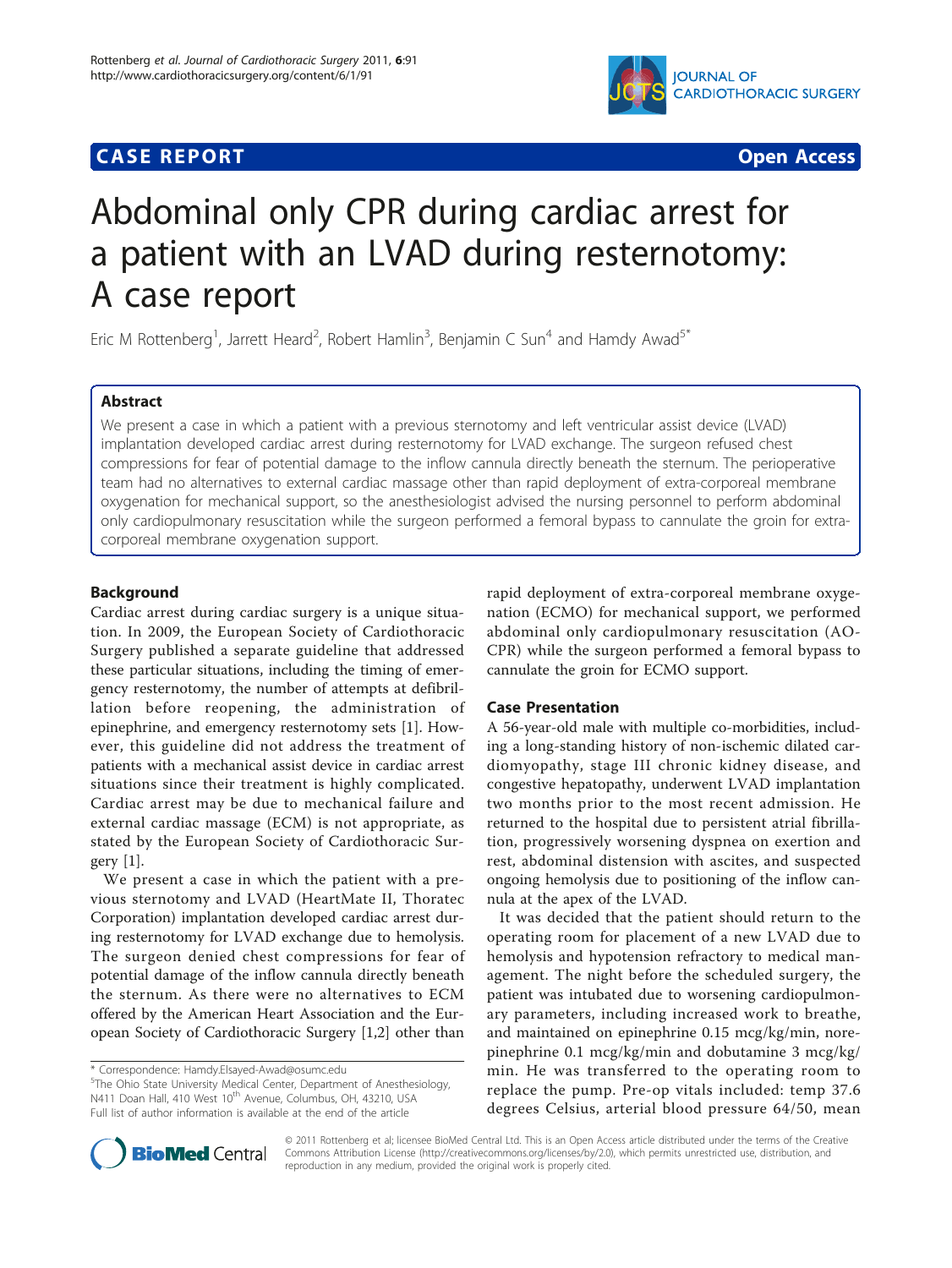**CASE REPORT** **Open Access**

# Abdominal only CPR during cardiac arrest for a patient with an LVAD during resternotomy: A case report

Eric M Rottenberg[1], Jarrett Heard[2], Robert Hamlin[3], Benjamin C Sun[4] and Hamdy Awad[5*]

## Abstract

We present a case in which a patient with a previous sternotomy and left ventricular assist device (LVAD) implantation developed cardiac arrest during resternotomy for LVAD exchange. The surgeon refused chest compressions for fear of potential damage to the inflow cannula directly beneath the sternum. The perioperative team had no alternatives to external cardiac massage other than rapid deployment of extra-corporeal membrane oxygenation for mechanical support, so the anesthesiologist advised the nursing personnel to perform abdominal only cardiopulmonary resuscitation while the surgeon performed a femoral bypass to cannulate the groin for extra-corporeal membrane oxygenation support.

## Background

Cardiac arrest during cardiac surgery is a unique situation. In 2009, the European Society of Cardiothoracic Surgery published a separate guideline that addressed these particular situations, including the timing of emergency resternotomy, the number of attempts at defibrillation before reopening, the administration of epinephrine, and emergency resternotomy sets [1]. However, this guideline did not address the treatment of patients with a mechanical assist device in cardiac arrest situations since their treatment is highly complicated. Cardiac arrest may be due to mechanical failure and external cardiac massage (ECM) is not appropriate, as stated by the European Society of Cardiothoracic Surgery [1].

We present a case in which the patient with a previous sternotomy and LVAD (HeartMate II, Thoratec Corporation) implantation developed cardiac arrest during resternotomy for LVAD exchange due to hemolysis. The surgeon denied chest compressions for fear of potential damage of the inflow cannula directly beneath the sternum. As there were no alternatives to ECM offered by the American Heart Association and the European Society of Cardiothoracic Surgery [1,2] other than rapid deployment of extra-corporeal membrane oxygenation (ECMO) for mechanical support, we performed abdominal only cardiopulmonary resuscitation (AO-CPR) while the surgeon performed a femoral bypass to cannulate the groin for ECMO support.

## Case Presentation

A 56-year-old male with multiple co-morbidities, including a long-standing history of non-ischemic dilated cardiomyopathy, stage III chronic kidney disease, and congestive hepatopathy, underwent LVAD implantation two months prior to the most recent admission. He returned to the hospital due to persistent atrial fibrillation, progressively worsening dyspnea on exertion and rest, abdominal distension with ascites, and suspected ongoing hemolysis due to positioning of the inflow cannula at the apex of the LVAD.

It was decided that the patient should return to the operating room for placement of a new LVAD due to hemolysis and hypotension refractory to medical management. The night before the scheduled surgery, the patient was intubated due to worsening cardiopulmonary parameters, including increased work to breathe, and maintained on epinephrine 0.15 mcg/kg/min, norepinephrine 0.1 mcg/kg/min and dobutamine 3 mcg/kg/min. He was transferred to the operating room to replace the pump. Pre-op vitals included: temp 37.6 degrees Celsius, arterial blood pressure 64/50, mean

\* Correspondence: Hamdy.Elsayed-Awad@osumc.edu
[5]The Ohio State University Medical Center, Department of Anesthesiology, N411 Doan Hall, 410 West 10th Avenue, Columbus, OH, 43210, USA
Full list of author information is available at the end of the article

© 2011 Rottenberg et al; licensee BioMed Central Ltd. This is an Open Access article distributed under the terms of the Creative Commons Attribution License (http://creativecommons.org/licenses/by/2.0), which permits unrestricted use, distribution, and reproduction in any medium, provided the original work is properly cited.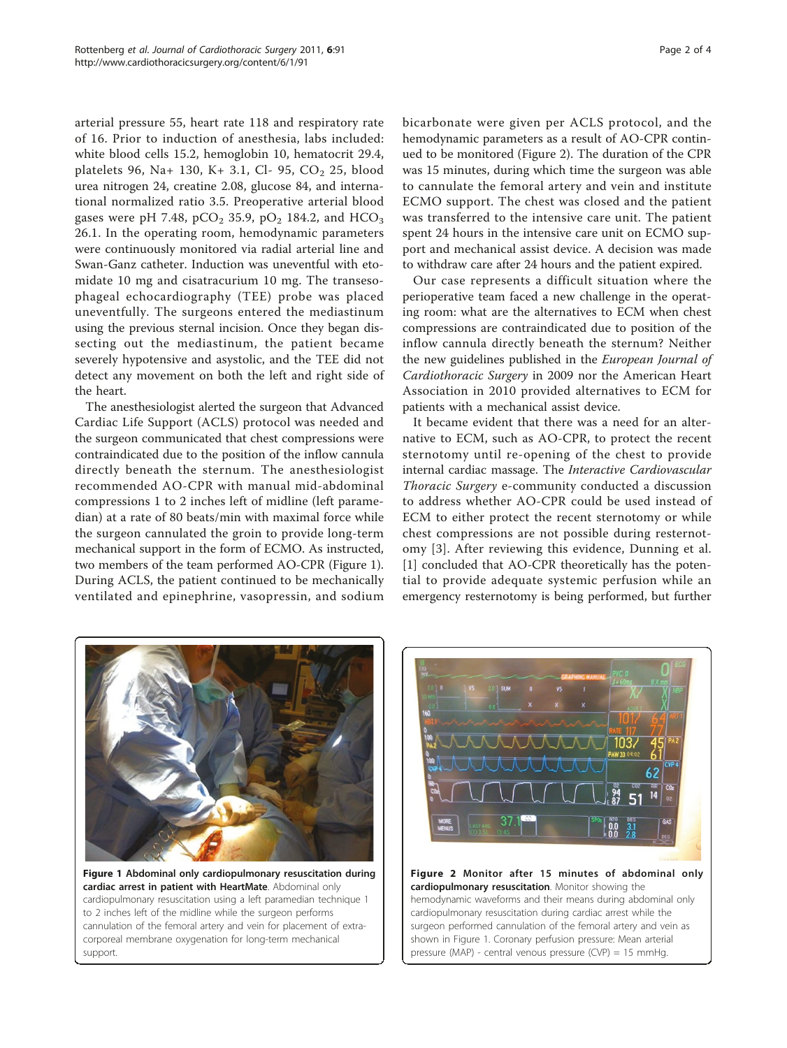arterial pressure 55, heart rate 118 and respiratory rate of 16. Prior to induction of anesthesia, labs included: white blood cells 15.2, hemoglobin 10, hematocrit 29.4, platelets 96, Na+ 130, K+ 3.1, Cl- 95, $CO_2$ 25, blood urea nitrogen 24, creatine 2.08, glucose 84, and international normalized ratio 3.5. Preoperative arterial blood gases were pH 7.48, $pCO_2$ 35.9, $pO_2$ 184.2, and $HCO_3$ 26.1. In the operating room, hemodynamic parameters were continuously monitored via radial arterial line and Swan-Ganz catheter. Induction was uneventful with etomidate 10 mg and cisatracurium 10 mg. The transesophageal echocardiography (TEE) probe was placed uneventfully. The surgeons entered the mediastinum using the previous sternal incision. Once they began dissecting out the mediastinum, the patient became severely hypotensive and asystolic, and the TEE did not detect any movement on both the left and right side of the heart.

The anesthesiologist alerted the surgeon that Advanced Cardiac Life Support (ACLS) protocol was needed and the surgeon communicated that chest compressions were contraindicated due to the position of the inflow cannula directly beneath the sternum. The anesthesiologist recommended AO-CPR with manual mid-abdominal compressions 1 to 2 inches left of midline (left paramedian) at a rate of 80 beats/min with maximal force while the surgeon cannulated the groin to provide long-term mechanical support in the form of ECMO. As instructed, two members of the team performed AO-CPR (Figure 1). During ACLS, the patient continued to be mechanically ventilated and epinephrine, vasopressin, and sodium bicarbonate were given per ACLS protocol, and the hemodynamic parameters as a result of AO-CPR continued to be monitored (Figure 2). The duration of the CPR was 15 minutes, during which time the surgeon was able to cannulate the femoral artery and vein and institute ECMO support. The chest was closed and the patient was transferred to the intensive care unit. The patient spent 24 hours in the intensive care unit on ECMO support and mechanical assist device. A decision was made to withdraw care after 24 hours and the patient expired.

Our case represents a difficult situation where the perioperative team faced a new challenge in the operating room: what are the alternatives to ECM when chest compressions are contraindicated due to position of the inflow cannula directly beneath the sternum? Neither the new guidelines published in the *European Journal of Cardiothoracic Surgery* in 2009 nor the American Heart Association in 2010 provided alternatives to ECM for patients with a mechanical assist device.

It became evident that there was a need for an alternative to ECM, such as AO-CPR, to protect the recent sternotomy until re-opening of the chest to provide internal cardiac massage. The *Interactive Cardiovascular Thoracic Surgery* e-community conducted a discussion to address whether AO-CPR could be used instead of ECM to either protect the recent sternotomy or while chest compressions are not possible during resternotomy [3]. After reviewing this evidence, Dunning et al. [1] concluded that AO-CPR theoretically has the potential to provide adequate systemic perfusion while an emergency resternotomy is being performed, but further

**Figure 1 Abdominal only cardiopulmonary resuscitation during cardiac arrest in patient with HeartMate**. Abdominal only cardiopulmonary resuscitation using a left paramedian technique 1 to 2 inches left of the midline while the surgeon performs cannulation of the femoral artery and vein for placement of extra-corporeal membrane oxygenation for long-term mechanical support.

**Figure 2 Monitor after 15 minutes of abdominal only cardiopulmonary resuscitation**. Monitor showing the hemodynamic waveforms and their means during abdominal only cardiopulmonary resuscitation during cardiac arrest while the surgeon performed cannulation of the femoral artery and vein as shown in Figure 1. Coronary perfusion pressure: Mean arterial pressure (MAP) - central venous pressure (CVP) = 15 mmHg.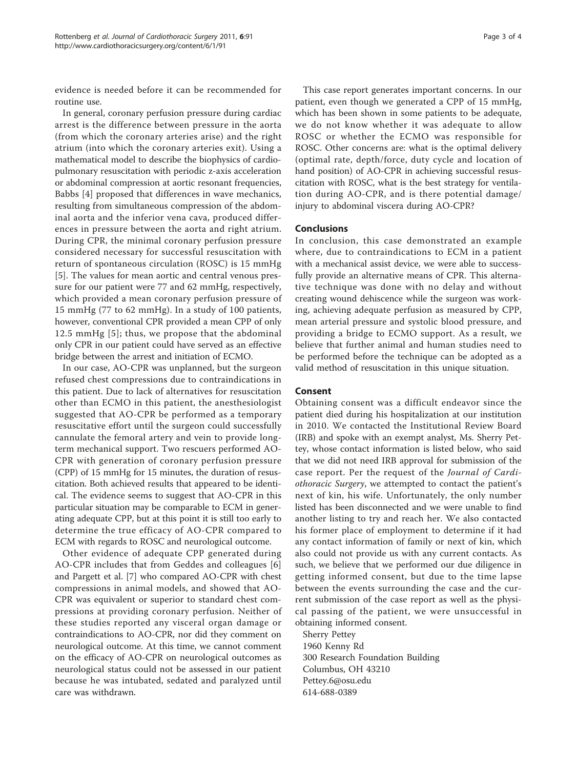evidence is needed before it can be recommended for routine use.

In general, coronary perfusion pressure during cardiac arrest is the difference between pressure in the aorta (from which the coronary arteries arise) and the right atrium (into which the coronary arteries exit). Using a mathematical model to describe the biophysics of cardiopulmonary resuscitation with periodic z-axis acceleration or abdominal compression at aortic resonant frequencies, Babbs [4] proposed that differences in wave mechanics, resulting from simultaneous compression of the abdominal aorta and the inferior vena cava, produced differences in pressure between the aorta and right atrium. During CPR, the minimal coronary perfusion pressure considered necessary for successful resuscitation with return of spontaneous circulation (ROSC) is 15 mmHg [5]. The values for mean aortic and central venous pressure for our patient were 77 and 62 mmHg, respectively, which provided a mean coronary perfusion pressure of 15 mmHg (77 to 62 mmHg). In a study of 100 patients, however, conventional CPR provided a mean CPP of only 12.5 mmHg [5]; thus, we propose that the abdominal only CPR in our patient could have served as an effective bridge between the arrest and initiation of ECMO.

In our case, AO-CPR was unplanned, but the surgeon refused chest compressions due to contraindications in this patient. Due to lack of alternatives for resuscitation other than ECMO in this patient, the anesthesiologist suggested that AO-CPR be performed as a temporary resuscitative effort until the surgeon could successfully cannulate the femoral artery and vein to provide long-term mechanical support. Two rescuers performed AO-CPR with generation of coronary perfusion pressure (CPP) of 15 mmHg for 15 minutes, the duration of resuscitation. Both achieved results that appeared to be identical. The evidence seems to suggest that AO-CPR in this particular situation may be comparable to ECM in generating adequate CPP, but at this point it is still too early to determine the true efficacy of AO-CPR compared to ECM with regards to ROSC and neurological outcome.

Other evidence of adequate CPP generated during AO-CPR includes that from Geddes and colleagues [6] and Pargett et al. [7] who compared AO-CPR with chest compressions in animal models, and showed that AO-CPR was equivalent or superior to standard chest compressions at providing coronary perfusion. Neither of these studies reported any visceral organ damage or contraindications to AO-CPR, nor did they comment on neurological outcome. At this time, we cannot comment on the efficacy of AO-CPR on neurological outcomes as neurological status could not be assessed in our patient because he was intubated, sedated and paralyzed until care was withdrawn.

This case report generates important concerns. In our patient, even though we generated a CPP of 15 mmHg, which has been shown in some patients to be adequate, we do not know whether it was adequate to allow ROSC or whether the ECMO was responsible for ROSC. Other concerns are: what is the optimal delivery (optimal rate, depth/force, duty cycle and location of hand position) of AO-CPR in achieving successful resuscitation with ROSC, what is the best strategy for ventilation during AO-CPR, and is there potential damage/injury to abdominal viscera during AO-CPR?

## Conclusions

In conclusion, this case demonstrated an example where, due to contraindications to ECM in a patient with a mechanical assist device, we were able to successfully provide an alternative means of CPR. This alternative technique was done with no delay and without creating wound dehiscence while the surgeon was working, achieving adequate perfusion as measured by CPP, mean arterial pressure and systolic blood pressure, and providing a bridge to ECMO support. As a result, we believe that further animal and human studies need to be performed before the technique can be adopted as a valid method of resuscitation in this unique situation.

## Consent

Obtaining consent was a difficult endeavor since the patient died during his hospitalization at our institution in 2010. We contacted the Institutional Review Board (IRB) and spoke with an exempt analyst, Ms. Sherry Pettey, whose contact information is listed below, who said that we did not need IRB approval for submission of the case report. Per the request of the *Journal of Cardiothoracic Surgery*, we attempted to contact the patient's next of kin, his wife. Unfortunately, the only number listed has been disconnected and we were unable to find another listing to try and reach her. We also contacted his former place of employment to determine if it had any contact information of family or next of kin, which also could not provide us with any current contacts. As such, we believe that we performed our due diligence in getting informed consent, but due to the time lapse between the events surrounding the case and the current submission of the case report as well as the physical passing of the patient, we were unsuccessful in obtaining informed consent.

Sherry Pettey
1960 Kenny Rd
300 Research Foundation Building
Columbus, OH 43210
Pettey.6@osu.edu
614-688-0389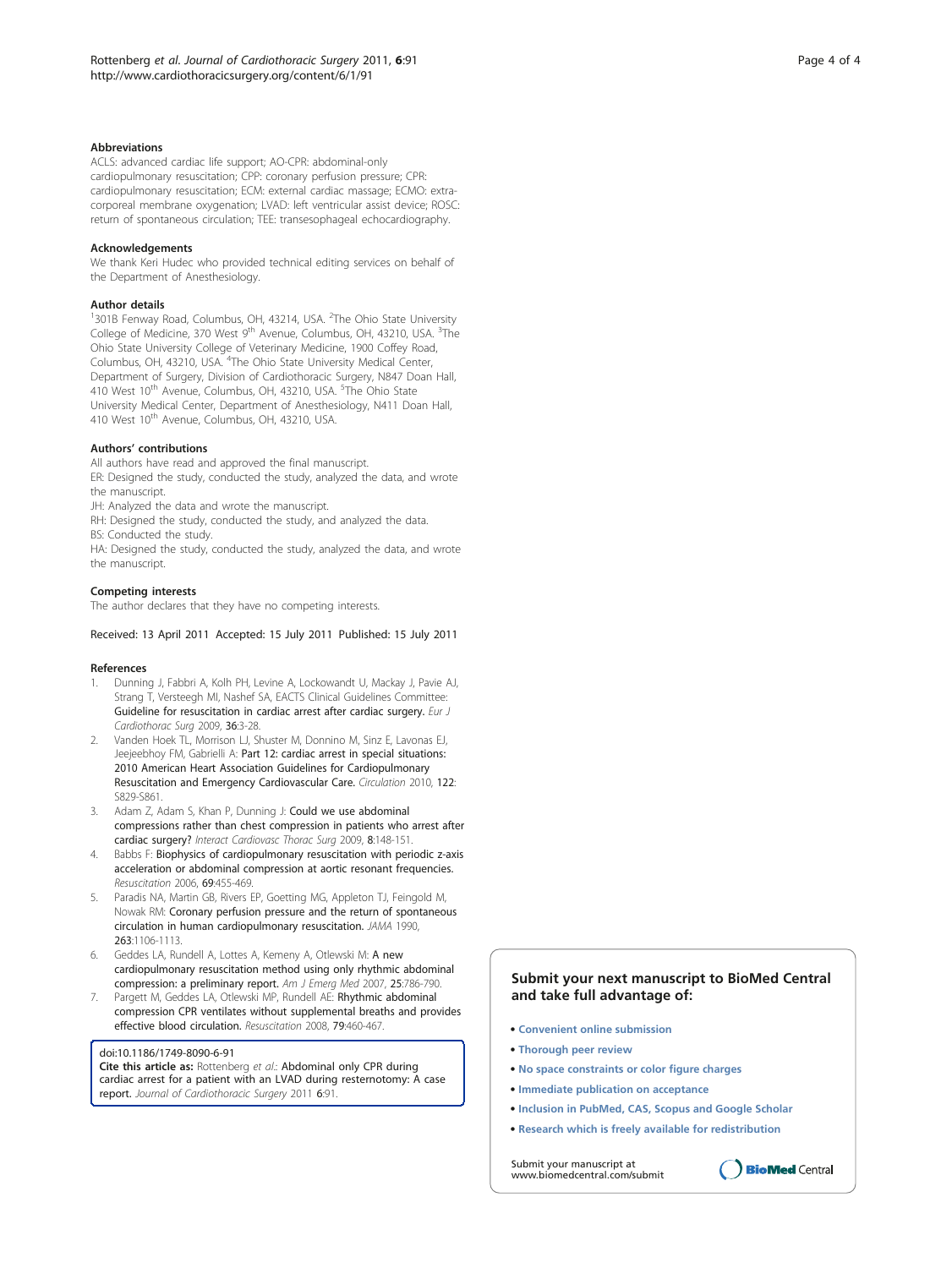### Abbreviations

ACLS: advanced cardiac life support; AO-CPR: abdominal-only cardiopulmonary resuscitation; CPP: coronary perfusion pressure; CPR: cardiopulmonary resuscitation; ECM: external cardiac massage; ECMO: extra-corporeal membrane oxygenation; LVAD: left ventricular assist device; ROSC: return of spontaneous circulation; TEE: transesophageal echocardiography.

### Acknowledgements

We thank Keri Hudec who provided technical editing services on behalf of the Department of Anesthesiology.

### Author details

[1]301B Fenway Road, Columbus, OH, 43214, USA. [2]The Ohio State University College of Medicine, 370 West 9th Avenue, Columbus, OH, 43210, USA. [3]The Ohio State University College of Veterinary Medicine, 1900 Coffey Road, Columbus, OH, 43210, USA. [4]The Ohio State University Medical Center, Department of Surgery, Division of Cardiothoracic Surgery, N847 Doan Hall, 410 West 10th Avenue, Columbus, OH, 43210, USA. [5]The Ohio State University Medical Center, Department of Anesthesiology, N411 Doan Hall, 410 West 10th Avenue, Columbus, OH, 43210, USA.

### Authors' contributions

All authors have read and approved the final manuscript.
ER: Designed the study, conducted the study, analyzed the data, and wrote the manuscript.
JH: Analyzed the data and wrote the manuscript.
RH: Designed the study, conducted the study, and analyzed the data.
BS: Conducted the study.
HA: Designed the study, conducted the study, analyzed the data, and wrote the manuscript.

### Competing interests

The author declares that they have no competing interests.

Received: 13 April 2011 Accepted: 15 July 2011 Published: 15 July 2011

### References

1. Dunning J, Fabbri A, Kolh PH, Levine A, Lockowandt U, Mackay J, Pavie AJ, Strang T, Versteegh MI, Nashef SA, EACTS Clinical Guidelines Committee: **Guideline for resuscitation in cardiac arrest after cardiac surgery.** *Eur J Cardiothorac Surg* 2009, **36**:3-28.
2. Vanden Hoek TL, Morrison LJ, Shuster M, Donnino M, Sinz E, Lavonas EJ, Jeejeebhoy FM, Gabrielli A: **Part 12: cardiac arrest in special situations: 2010 American Heart Association Guidelines for Cardiopulmonary Resuscitation and Emergency Cardiovascular Care.** *Circulation* 2010, **122**: S829-S861.
3. Adam Z, Adam S, Khan P, Dunning J: **Could we use abdominal compressions rather than chest compression in patients who arrest after cardiac surgery?** *Interact Cardiovasc Thorac Surg* 2009, **8**:148-151.
4. Babbs F: **Biophysics of cardiopulmonary resuscitation with periodic z-axis acceleration or abdominal compression at aortic resonant frequencies.** *Resuscitation* 2006, **69**:455-469.
5. Paradis NA, Martin GB, Rivers EP, Goetting MG, Appleton TJ, Feingold M, Nowak RM: **Coronary perfusion pressure and the return of spontaneous circulation in human cardiopulmonary resuscitation.** *JAMA* 1990, **263**:1106-1113.
6. Geddes LA, Rundell A, Lottes A, Kemeny A, Otlewski M: **A new cardiopulmonary resuscitation method using only rhythmic abdominal compression: a preliminary report.** *Am J Emerg Med* 2007, **25**:786-790.
7. Pargett M, Geddes LA, Otlewski MP, Rundell AE: **Rhythmic abdominal compression CPR ventilates without supplemental breaths and provides effective blood circulation.** *Resuscitation* 2008, **79**:460-467.

doi:10.1186/1749-8090-6-91
**Cite this article as:** Rottenberg *et al.*: Abdominal only CPR during cardiac arrest for a patient with an LVAD during resternotomy: A case report. *Journal of Cardiothoracic Surgery* 2011 **6**:91.

**Submit your next manuscript to BioMed Central and take full advantage of:**

- Convenient online submission
- Thorough peer review
- No space constraints or color figure charges
- Immediate publication on acceptance
- Inclusion in PubMed, CAS, Scopus and Google Scholar
- Research which is freely available for redistribution

Submit your manuscript at www.biomedcentral.com/submit

BioMed Central